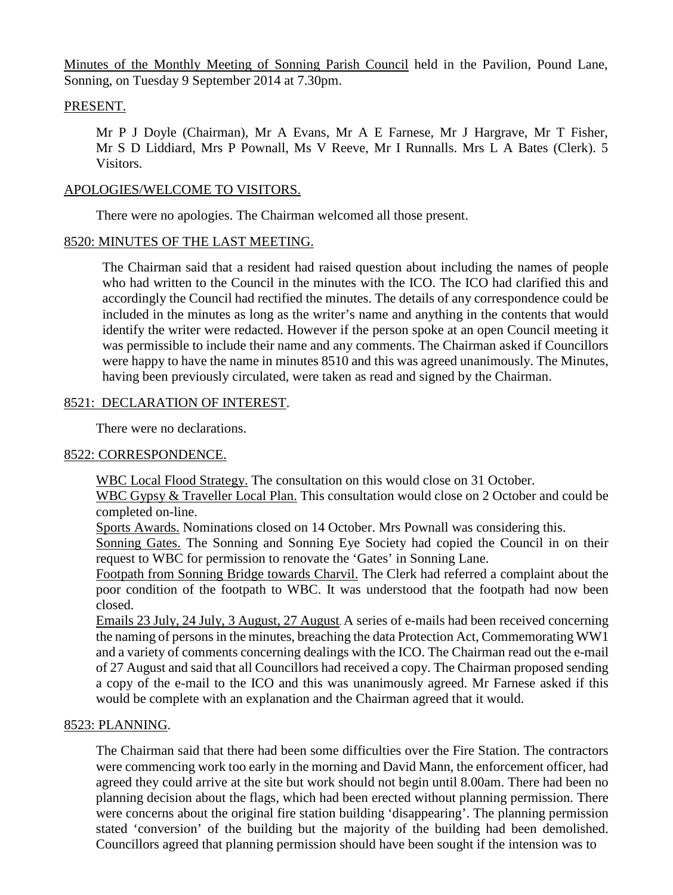Minutes of the Monthly Meeting of Sonning Parish Council held in the Pavilion, Pound Lane, Sonning, on Tuesday 9 September 2014 at 7.30pm.

PRESENT.

Mr P J Doyle (Chairman), Mr A Evans, Mr A E Farnese, Mr J Hargrave, Mr T Fisher, Mr S D Liddiard, Mrs P Pownall, Ms V Reeve, Mr I Runnalls. Mrs L A Bates (Clerk). 5 Visitors.

APOLOGIES/WELCOME TO VISITORS.

There were no apologies. The Chairman welcomed all those present.

8520: MINUTES OF THE LAST MEETING.

The Chairman said that a resident had raised question about including the names of people who had written to the Council in the minutes with the ICO. The ICO had clarified this and accordingly the Council had rectified the minutes. The details of any correspondence could be included in the minutes as long as the writer's name and anything in the contents that would identify the writer were redacted. However if the person spoke at an open Council meeting it was permissible to include their name and any comments. The Chairman asked if Councillors were happy to have the name in minutes 8510 and this was agreed unanimously. The Minutes, having been previously circulated, were taken as read and signed by the Chairman.

8521: DECLARATION OF INTEREST.

There were no declarations.

8522: CORRESPONDENCE.

WBC Local Flood Strategy. The consultation on this would close on 31 October.
WBC Gypsy & Traveller Local Plan. This consultation would close on 2 October and could be completed on-line.
Sports Awards. Nominations closed on 14 October. Mrs Pownall was considering this.
Sonning Gates. The Sonning and Sonning Eye Society had copied the Council in on their request to WBC for permission to renovate the 'Gates' in Sonning Lane.
Footpath from Sonning Bridge towards Charvil. The Clerk had referred a complaint about the poor condition of the footpath to WBC. It was understood that the footpath had now been closed.
Emails 23 July, 24 July, 3 August, 27 August. A series of e-mails had been received concerning the naming of persons in the minutes, breaching the data Protection Act, Commemorating WW1 and a variety of comments concerning dealings with the ICO. The Chairman read out the e-mail of 27 August and said that all Councillors had received a copy. The Chairman proposed sending a copy of the e-mail to the ICO and this was unanimously agreed. Mr Farnese asked if this would be complete with an explanation and the Chairman agreed that it would.

8523: PLANNING.

The Chairman said that there had been some difficulties over the Fire Station. The contractors were commencing work too early in the morning and David Mann, the enforcement officer, had agreed they could arrive at the site but work should not begin until 8.00am. There had been no planning decision about the flags, which had been erected without planning permission. There were concerns about the original fire station building 'disappearing'. The planning permission stated 'conversion' of the building but the majority of the building had been demolished. Councillors agreed that planning permission should have been sought if the intension was to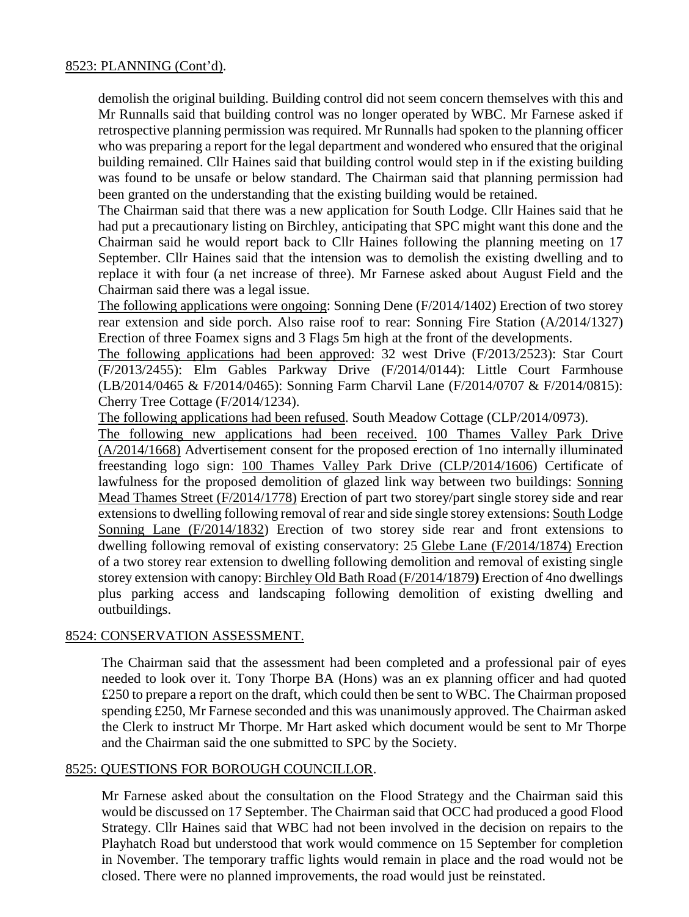8523: PLANNING (Cont'd).

demolish the original building. Building control did not seem concern themselves with this and Mr Runnalls said that building control was no longer operated by WBC. Mr Farnese asked if retrospective planning permission was required. Mr Runnalls had spoken to the planning officer who was preparing a report for the legal department and wondered who ensured that the original building remained. Cllr Haines said that building control would step in if the existing building was found to be unsafe or below standard. The Chairman said that planning permission had been granted on the understanding that the existing building would be retained.

The Chairman said that there was a new application for South Lodge. Cllr Haines said that he had put a precautionary listing on Birchley, anticipating that SPC might want this done and the Chairman said he would report back to Cllr Haines following the planning meeting on 17 September. Cllr Haines said that the intension was to demolish the existing dwelling and to replace it with four (a net increase of three). Mr Farnese asked about August Field and the Chairman said there was a legal issue.

The following applications were ongoing: Sonning Dene (F/2014/1402) Erection of two storey rear extension and side porch. Also raise roof to rear: Sonning Fire Station (A/2014/1327) Erection of three Foamex signs and 3 Flags 5m high at the front of the developments.

The following applications had been approved: 32 west Drive (F/2013/2523): Star Court (F/2013/2455): Elm Gables Parkway Drive (F/2014/0144): Little Court Farmhouse (LB/2014/0465 & F/2014/0465): Sonning Farm Charvil Lane (F/2014/0707 & F/2014/0815): Cherry Tree Cottage (F/2014/1234).

The following applications had been refused. South Meadow Cottage (CLP/2014/0973).

The following new applications had been received. 100 Thames Valley Park Drive (A/2014/1668) Advertisement consent for the proposed erection of 1no internally illuminated freestanding logo sign: 100 Thames Valley Park Drive (CLP/2014/1606) Certificate of lawfulness for the proposed demolition of glazed link way between two buildings: Sonning Mead Thames Street (F/2014/1778) Erection of part two storey/part single storey side and rear extensions to dwelling following removal of rear and side single storey extensions: South Lodge Sonning Lane (F/2014/1832) Erection of two storey side rear and front extensions to dwelling following removal of existing conservatory: 25 Glebe Lane (F/2014/1874) Erection of a two storey rear extension to dwelling following demolition and removal of existing single storey extension with canopy: Birchley Old Bath Road (F/2014/1879**)** Erection of 4no dwellings plus parking access and landscaping following demolition of existing dwelling and outbuildings.

8524: CONSERVATION ASSESSMENT.

The Chairman said that the assessment had been completed and a professional pair of eyes needed to look over it. Tony Thorpe BA (Hons) was an ex planning officer and had quoted £250 to prepare a report on the draft, which could then be sent to WBC. The Chairman proposed spending £250, Mr Farnese seconded and this was unanimously approved. The Chairman asked the Clerk to instruct Mr Thorpe. Mr Hart asked which document would be sent to Mr Thorpe and the Chairman said the one submitted to SPC by the Society.

8525: QUESTIONS FOR BOROUGH COUNCILLOR.

Mr Farnese asked about the consultation on the Flood Strategy and the Chairman said this would be discussed on 17 September. The Chairman said that OCC had produced a good Flood Strategy. Cllr Haines said that WBC had not been involved in the decision on repairs to the Playhatch Road but understood that work would commence on 15 September for completion in November. The temporary traffic lights would remain in place and the road would not be closed. There were no planned improvements, the road would just be reinstated.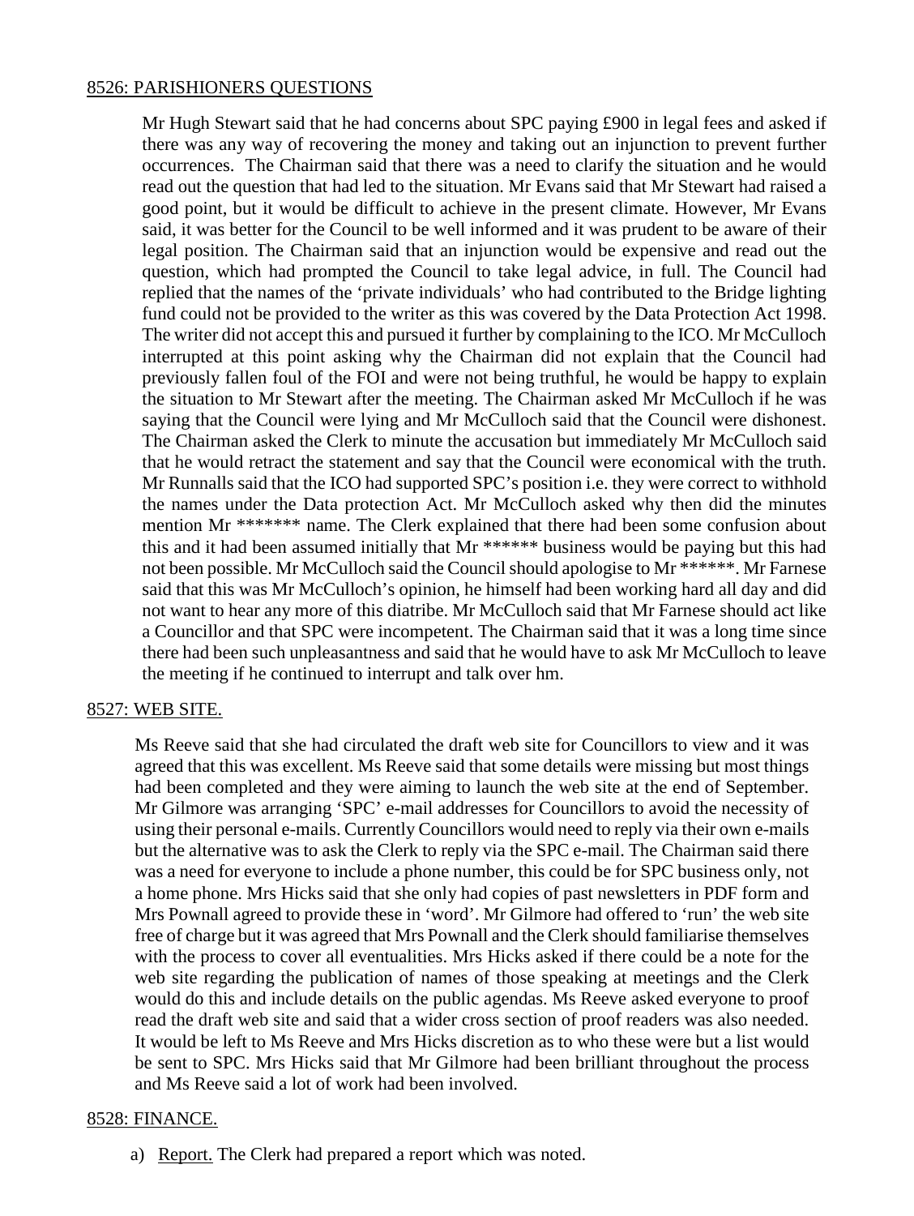8526: PARISHIONERS QUESTIONS

Mr Hugh Stewart said that he had concerns about SPC paying £900 in legal fees and asked if there was any way of recovering the money and taking out an injunction to prevent further occurrences. The Chairman said that there was a need to clarify the situation and he would read out the question that had led to the situation. Mr Evans said that Mr Stewart had raised a good point, but it would be difficult to achieve in the present climate. However, Mr Evans said, it was better for the Council to be well informed and it was prudent to be aware of their legal position. The Chairman said that an injunction would be expensive and read out the question, which had prompted the Council to take legal advice, in full. The Council had replied that the names of the 'private individuals' who had contributed to the Bridge lighting fund could not be provided to the writer as this was covered by the Data Protection Act 1998. The writer did not accept this and pursued it further by complaining to the ICO. Mr McCulloch interrupted at this point asking why the Chairman did not explain that the Council had previously fallen foul of the FOI and were not being truthful, he would be happy to explain the situation to Mr Stewart after the meeting. The Chairman asked Mr McCulloch if he was saying that the Council were lying and Mr McCulloch said that the Council were dishonest. The Chairman asked the Clerk to minute the accusation but immediately Mr McCulloch said that he would retract the statement and say that the Council were economical with the truth. Mr Runnalls said that the ICO had supported SPC's position i.e. they were correct to withhold the names under the Data protection Act. Mr McCulloch asked why then did the minutes mention Mr ******* name. The Clerk explained that there had been some confusion about this and it had been assumed initially that Mr ****** business would be paying but this had not been possible. Mr McCulloch said the Council should apologise to Mr ******. Mr Farnese said that this was Mr McCulloch's opinion, he himself had been working hard all day and did not want to hear any more of this diatribe. Mr McCulloch said that Mr Farnese should act like a Councillor and that SPC were incompetent. The Chairman said that it was a long time since there had been such unpleasantness and said that he would have to ask Mr McCulloch to leave the meeting if he continued to interrupt and talk over hm.

8527: WEB SITE.

Ms Reeve said that she had circulated the draft web site for Councillors to view and it was agreed that this was excellent. Ms Reeve said that some details were missing but most things had been completed and they were aiming to launch the web site at the end of September. Mr Gilmore was arranging 'SPC' e-mail addresses for Councillors to avoid the necessity of using their personal e-mails. Currently Councillors would need to reply via their own e-mails but the alternative was to ask the Clerk to reply via the SPC e-mail. The Chairman said there was a need for everyone to include a phone number, this could be for SPC business only, not a home phone. Mrs Hicks said that she only had copies of past newsletters in PDF form and Mrs Pownall agreed to provide these in 'word'. Mr Gilmore had offered to 'run' the web site free of charge but it was agreed that Mrs Pownall and the Clerk should familiarise themselves with the process to cover all eventualities. Mrs Hicks asked if there could be a note for the web site regarding the publication of names of those speaking at meetings and the Clerk would do this and include details on the public agendas. Ms Reeve asked everyone to proof read the draft web site and said that a wider cross section of proof readers was also needed. It would be left to Ms Reeve and Mrs Hicks discretion as to who these were but a list would be sent to SPC. Mrs Hicks said that Mr Gilmore had been brilliant throughout the process and Ms Reeve said a lot of work had been involved.

8528: FINANCE.

a) Report. The Clerk had prepared a report which was noted.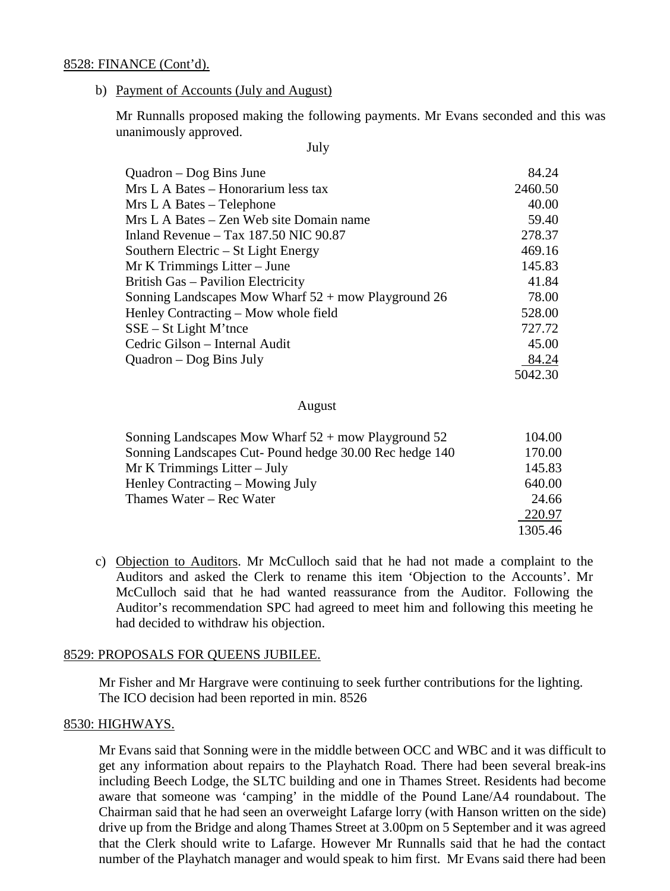8528: FINANCE (Cont'd).

b) Payment of Accounts (July and August)

Mr Runnalls proposed making the following payments. Mr Evans seconded and this was unanimously approved.

July

| | |
|---|---|
| Quadron – Dog Bins June | 84.24 |
| Mrs L A Bates – Honorarium less tax | 2460.50 |
| Mrs L A Bates – Telephone | 40.00 |
| Mrs L A Bates – Zen Web site Domain name | 59.40 |
| Inland Revenue – Tax 187.50 NIC 90.87 | 278.37 |
| Southern Electric – St Light Energy | 469.16 |
| Mr K Trimmings Litter – June | 145.83 |
| British Gas – Pavilion Electricity | 41.84 |
| Sonning Landscapes Mow Wharf 52 + mow Playground 26 | 78.00 |
| Henley Contracting – Mow whole field | 528.00 |
| SSE – St Light M'tnce | 727.72 |
| Cedric Gilson – Internal Audit | 45.00 |
| Quadron – Dog Bins July | 84.24 |
| | 5042.30 |

August

| | |
|---|---|
| Sonning Landscapes Mow Wharf 52 + mow Playground 52 | 104.00 |
| Sonning Landscapes Cut- Pound hedge 30.00 Rec hedge 140 | 170.00 |
| Mr K Trimmings Litter – July | 145.83 |
| Henley Contracting – Mowing July | 640.00 |
| Thames Water – Rec Water | 24.66 |
| | 220.97 |
| | 1305.46 |

c) Objection to Auditors. Mr McCulloch said that he had not made a complaint to the Auditors and asked the Clerk to rename this item 'Objection to the Accounts'. Mr McCulloch said that he had wanted reassurance from the Auditor. Following the Auditor's recommendation SPC had agreed to meet him and following this meeting he had decided to withdraw his objection.

8529: PROPOSALS FOR QUEENS JUBILEE.

Mr Fisher and Mr Hargrave were continuing to seek further contributions for the lighting. The ICO decision had been reported in min. 8526

8530: HIGHWAYS.

Mr Evans said that Sonning were in the middle between OCC and WBC and it was difficult to get any information about repairs to the Playhatch Road. There had been several break-ins including Beech Lodge, the SLTC building and one in Thames Street. Residents had become aware that someone was 'camping' in the middle of the Pound Lane/A4 roundabout. The Chairman said that he had seen an overweight Lafarge lorry (with Hanson written on the side) drive up from the Bridge and along Thames Street at 3.00pm on 5 September and it was agreed that the Clerk should write to Lafarge. However Mr Runnalls said that he had the contact number of the Playhatch manager and would speak to him first. Mr Evans said there had been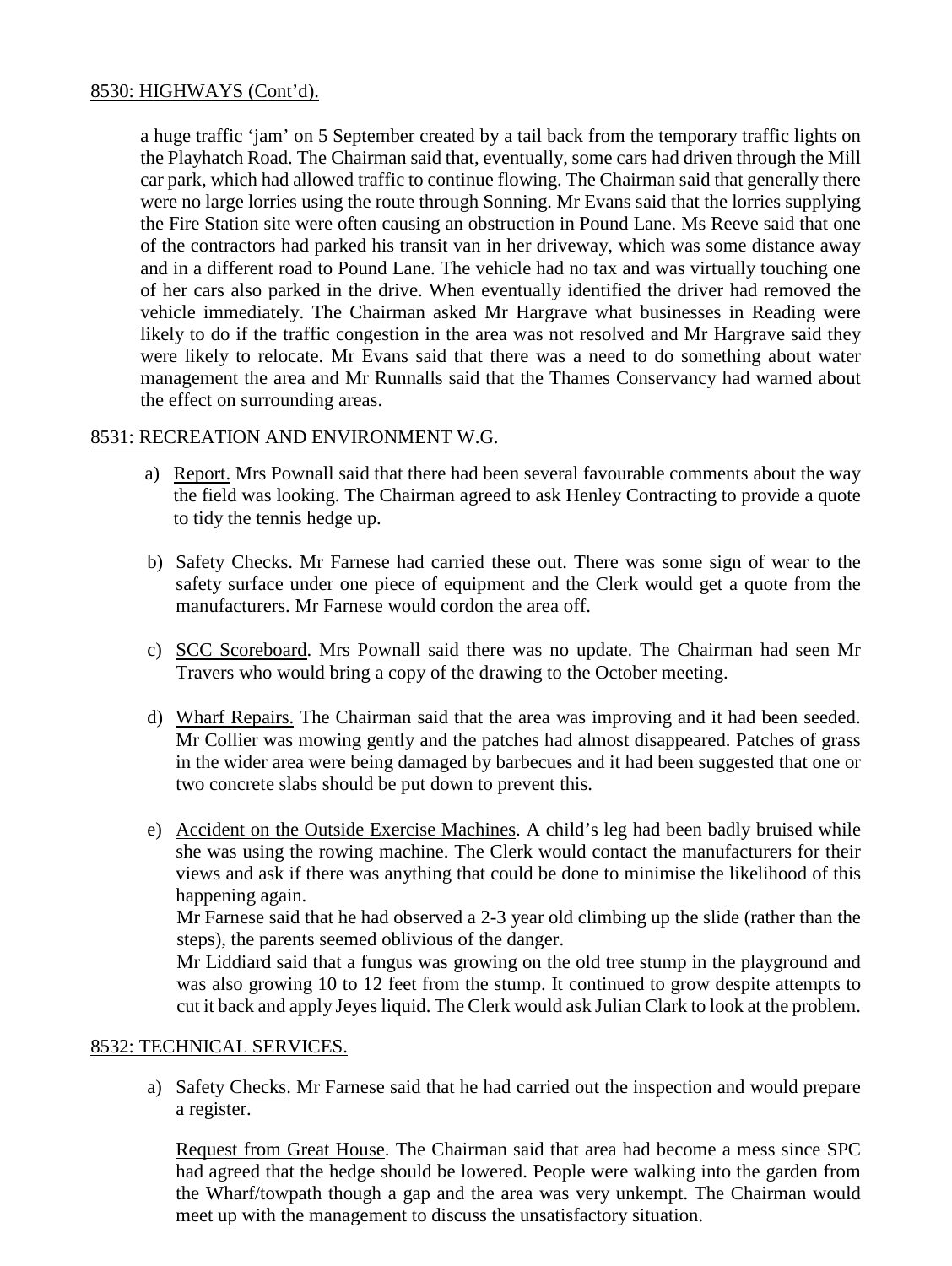8530: HIGHWAYS (Cont'd).

a huge traffic 'jam' on 5 September created by a tail back from the temporary traffic lights on the Playhatch Road. The Chairman said that, eventually, some cars had driven through the Mill car park, which had allowed traffic to continue flowing. The Chairman said that generally there were no large lorries using the route through Sonning. Mr Evans said that the lorries supplying the Fire Station site were often causing an obstruction in Pound Lane. Ms Reeve said that one of the contractors had parked his transit van in her driveway, which was some distance away and in a different road to Pound Lane. The vehicle had no tax and was virtually touching one of her cars also parked in the drive. When eventually identified the driver had removed the vehicle immediately. The Chairman asked Mr Hargrave what businesses in Reading were likely to do if the traffic congestion in the area was not resolved and Mr Hargrave said they were likely to relocate. Mr Evans said that there was a need to do something about water management the area and Mr Runnalls said that the Thames Conservancy had warned about the effect on surrounding areas.

8531: RECREATION AND ENVIRONMENT W.G.

a) Report. Mrs Pownall said that there had been several favourable comments about the way the field was looking. The Chairman agreed to ask Henley Contracting to provide a quote to tidy the tennis hedge up.

b) Safety Checks. Mr Farnese had carried these out. There was some sign of wear to the safety surface under one piece of equipment and the Clerk would get a quote from the manufacturers. Mr Farnese would cordon the area off.

c) SCC Scoreboard. Mrs Pownall said there was no update. The Chairman had seen Mr Travers who would bring a copy of the drawing to the October meeting.

d) Wharf Repairs. The Chairman said that the area was improving and it had been seeded. Mr Collier was mowing gently and the patches had almost disappeared. Patches of grass in the wider area were being damaged by barbecues and it had been suggested that one or two concrete slabs should be put down to prevent this.

e) Accident on the Outside Exercise Machines. A child's leg had been badly bruised while she was using the rowing machine. The Clerk would contact the manufacturers for their views and ask if there was anything that could be done to minimise the likelihood of this happening again.
Mr Farnese said that he had observed a 2-3 year old climbing up the slide (rather than the steps), the parents seemed oblivious of the danger.
Mr Liddiard said that a fungus was growing on the old tree stump in the playground and was also growing 10 to 12 feet from the stump. It continued to grow despite attempts to cut it back and apply Jeyes liquid. The Clerk would ask Julian Clark to look at the problem.

8532: TECHNICAL SERVICES.

a) Safety Checks. Mr Farnese said that he had carried out the inspection and would prepare a register.

Request from Great House. The Chairman said that area had become a mess since SPC had agreed that the hedge should be lowered. People were walking into the garden from the Wharf/towpath though a gap and the area was very unkempt. The Chairman would meet up with the management to discuss the unsatisfactory situation.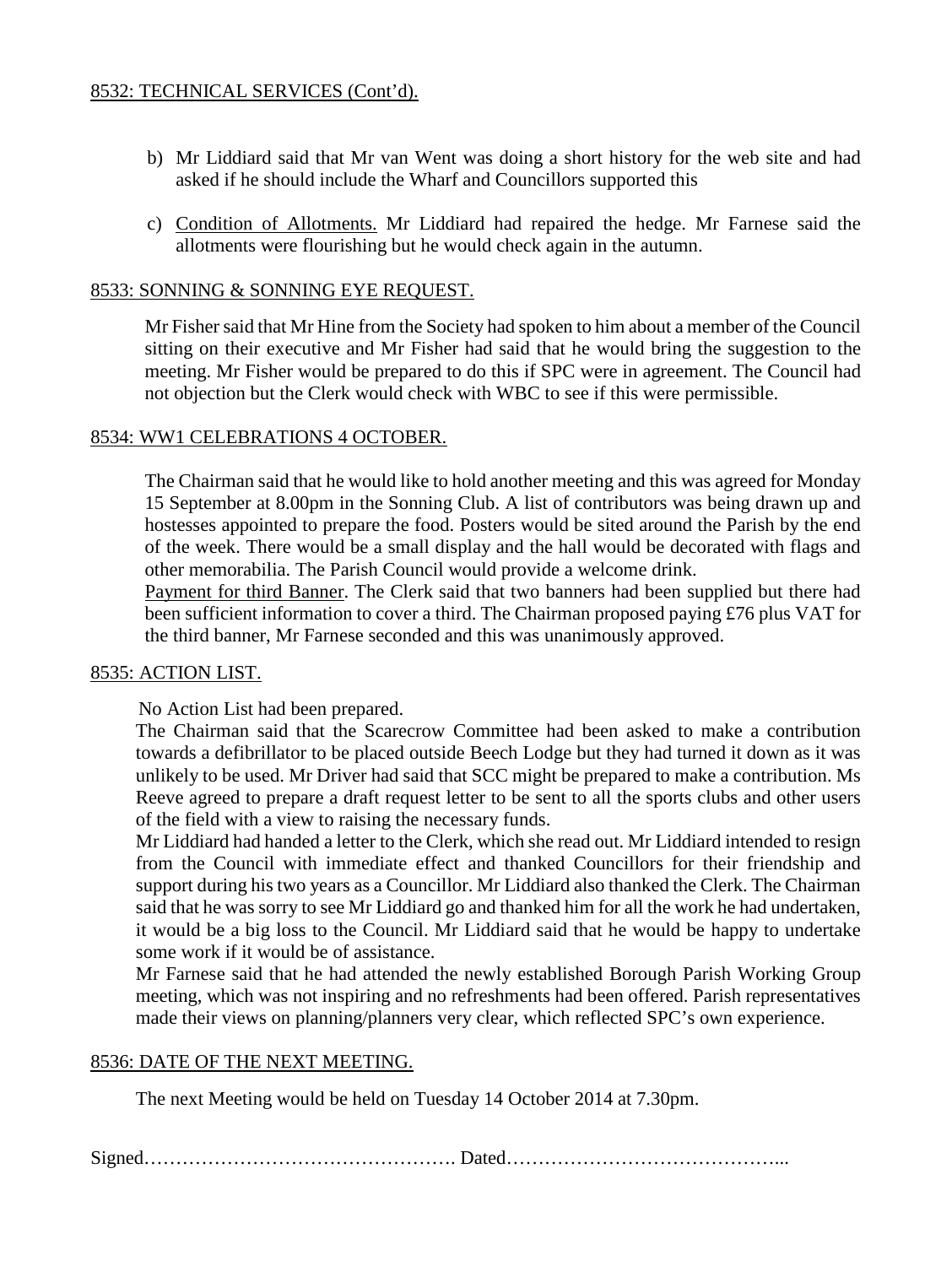8532: TECHNICAL SERVICES (Cont'd).

b) Mr Liddiard said that Mr van Went was doing a short history for the web site and had asked if he should include the Wharf and Councillors supported this

c) Condition of Allotments. Mr Liddiard had repaired the hedge. Mr Farnese said the allotments were flourishing but he would check again in the autumn.

8533: SONNING & SONNING EYE REQUEST.

Mr Fisher said that Mr Hine from the Society had spoken to him about a member of the Council sitting on their executive and Mr Fisher had said that he would bring the suggestion to the meeting. Mr Fisher would be prepared to do this if SPC were in agreement. The Council had not objection but the Clerk would check with WBC to see if this were permissible.

8534: WW1 CELEBRATIONS 4 OCTOBER.

The Chairman said that he would like to hold another meeting and this was agreed for Monday 15 September at 8.00pm in the Sonning Club. A list of contributors was being drawn up and hostesses appointed to prepare the food. Posters would be sited around the Parish by the end of the week. There would be a small display and the hall would be decorated with flags and other memorabilia. The Parish Council would provide a welcome drink.

Payment for third Banner. The Clerk said that two banners had been supplied but there had been sufficient information to cover a third. The Chairman proposed paying £76 plus VAT for the third banner, Mr Farnese seconded and this was unanimously approved.

8535: ACTION LIST.

No Action List had been prepared.

The Chairman said that the Scarecrow Committee had been asked to make a contribution towards a defibrillator to be placed outside Beech Lodge but they had turned it down as it was unlikely to be used. Mr Driver had said that SCC might be prepared to make a contribution. Ms Reeve agreed to prepare a draft request letter to be sent to all the sports clubs and other users of the field with a view to raising the necessary funds.

Mr Liddiard had handed a letter to the Clerk, which she read out. Mr Liddiard intended to resign from the Council with immediate effect and thanked Councillors for their friendship and support during his two years as a Councillor. Mr Liddiard also thanked the Clerk. The Chairman said that he was sorry to see Mr Liddiard go and thanked him for all the work he had undertaken, it would be a big loss to the Council. Mr Liddiard said that he would be happy to undertake some work if it would be of assistance.

Mr Farnese said that he had attended the newly established Borough Parish Working Group meeting, which was not inspiring and no refreshments had been offered. Parish representatives made their views on planning/planners very clear, which reflected SPC's own experience.

8536: DATE OF THE NEXT MEETING.

The next Meeting would be held on Tuesday 14 October 2014 at 7.30pm.

Signed…………………………………………. Dated……………………………………...